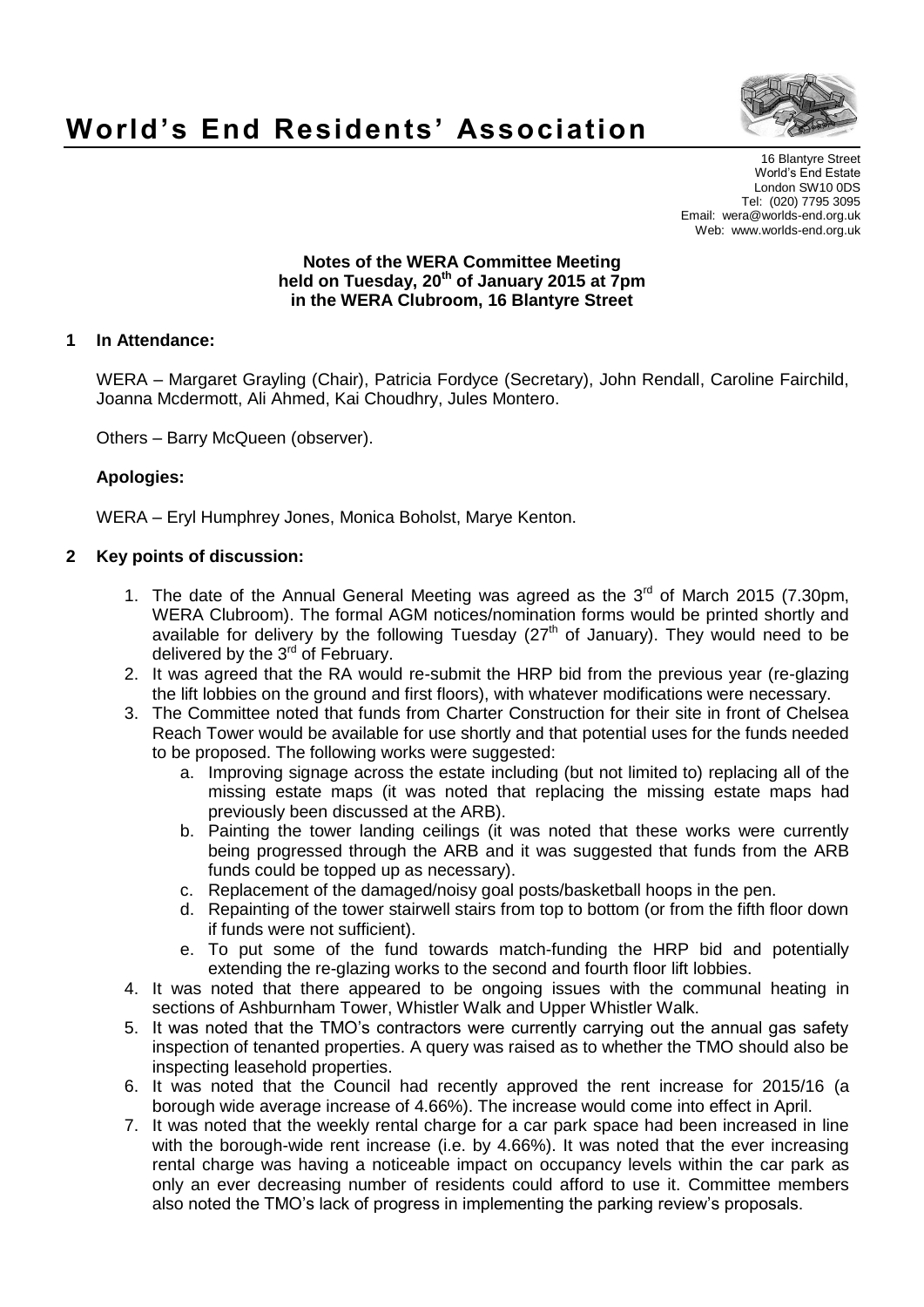# World's End Residents' Association

16 Blantyre Street
World's End Estate
London SW10 0DS
Tel: (020) 7795 3095
Email: wera@worlds-end.org.uk
Web: www.worlds-end.org.uk

**Notes of the WERA Committee Meeting**
**held on Tuesday, 20th of January 2015 at 7pm**
**in the WERA Clubroom, 16 Blantyre Street**

## 1 In Attendance:

WERA – Margaret Grayling (Chair), Patricia Fordyce (Secretary), John Rendall, Caroline Fairchild, Joanna Mcdermott, Ali Ahmed, Kai Choudhry, Jules Montero.

Others – Barry McQueen (observer).

**Apologies:**

WERA – Eryl Humphrey Jones, Monica Boholst, Marye Kenton.

## 2 Key points of discussion:

1. The date of the Annual General Meeting was agreed as the 3rd of March 2015 (7.30pm, WERA Clubroom). The formal AGM notices/nomination forms would be printed shortly and available for delivery by the following Tuesday (27th of January). They would need to be delivered by the 3rd of February.
2. It was agreed that the RA would re-submit the HRP bid from the previous year (re-glazing the lift lobbies on the ground and first floors), with whatever modifications were necessary.
3. The Committee noted that funds from Charter Construction for their site in front of Chelsea Reach Tower would be available for use shortly and that potential uses for the funds needed to be proposed. The following works were suggested:
   a. Improving signage across the estate including (but not limited to) replacing all of the missing estate maps (it was noted that replacing the missing estate maps had previously been discussed at the ARB).
   b. Painting the tower landing ceilings (it was noted that these works were currently being progressed through the ARB and it was suggested that funds from the ARB funds could be topped up as necessary).
   c. Replacement of the damaged/noisy goal posts/basketball hoops in the pen.
   d. Repainting of the tower stairwell stairs from top to bottom (or from the fifth floor down if funds were not sufficient).
   e. To put some of the fund towards match-funding the HRP bid and potentially extending the re-glazing works to the second and fourth floor lift lobbies.
4. It was noted that there appeared to be ongoing issues with the communal heating in sections of Ashburnham Tower, Whistler Walk and Upper Whistler Walk.
5. It was noted that the TMO's contractors were currently carrying out the annual gas safety inspection of tenanted properties. A query was raised as to whether the TMO should also be inspecting leasehold properties.
6. It was noted that the Council had recently approved the rent increase for 2015/16 (a borough wide average increase of 4.66%). The increase would come into effect in April.
7. It was noted that the weekly rental charge for a car park space had been increased in line with the borough-wide rent increase (i.e. by 4.66%). It was noted that the ever increasing rental charge was having a noticeable impact on occupancy levels within the car park as only an ever decreasing number of residents could afford to use it. Committee members also noted the TMO's lack of progress in implementing the parking review's proposals.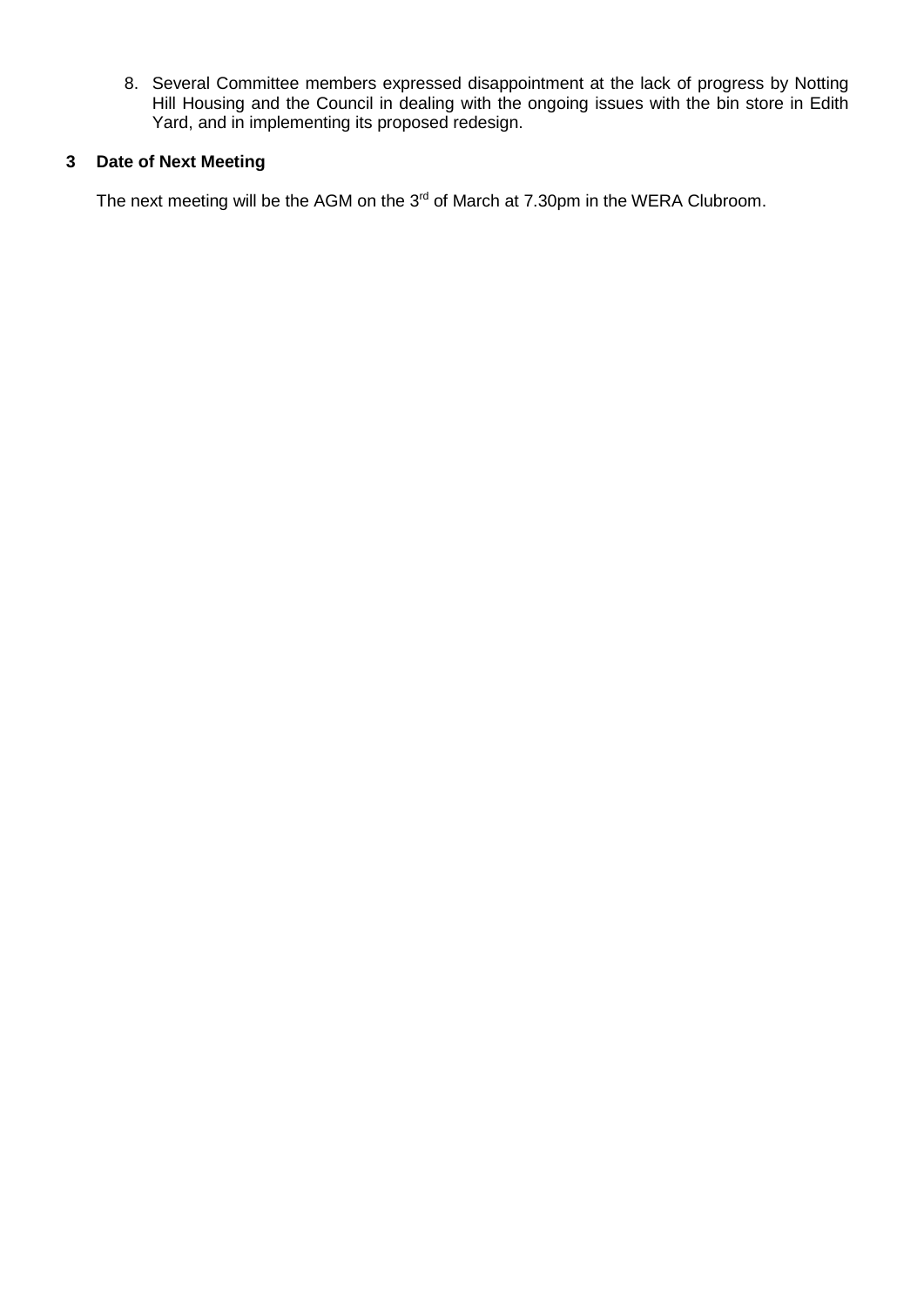8. Several Committee members expressed disappointment at the lack of progress by Notting Hill Housing and the Council in dealing with the ongoing issues with the bin store in Edith Yard, and in implementing its proposed redesign.

## 3 Date of Next Meeting

The next meeting will be the AGM on the 3rd of March at 7.30pm in the WERA Clubroom.